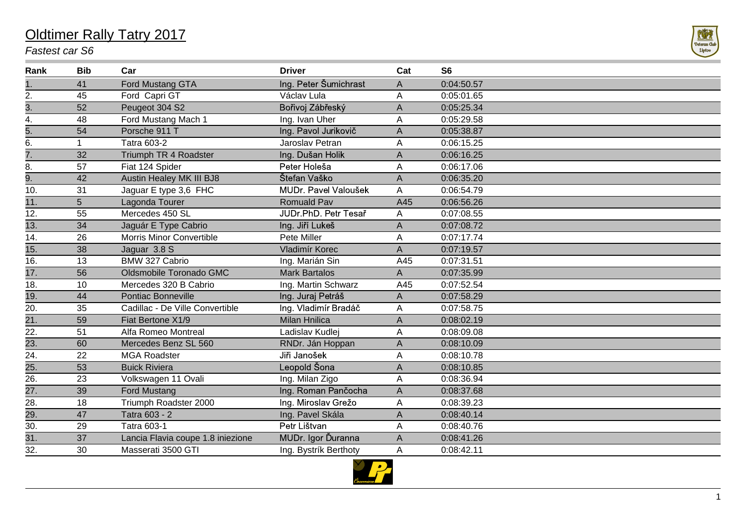# Oldtimer Rally Tatry 2017

*Fastest car S6*

| Rank | Bib | Car | Driver | Cat | S6 |
|---|---|---|---|---|---|
| 1. | 41 | Ford Mustang GTA | Ing. Peter Šumichrast | A | 0:04:50.57 |
| 2. | 45 | Ford Capri GT | Václav Lula | A | 0:05:01.65 |
| 3. | 52 | Peugeot 304 S2 | Bořivoj Zábřeský | A | 0:05:25.34 |
| 4. | 48 | Ford Mustang Mach 1 | Ing. Ivan Uher | A | 0:05:29.58 |
| 5. | 54 | Porsche 911 T | Ing. Pavol Jurikovič | A | 0:05:38.87 |
| 6. | 1 | Tatra 603-2 | Jaroslav Petran | A | 0:06:15.25 |
| 7. | 32 | Triumph TR 4 Roadster | Ing. Dušan Holík | A | 0:06:16.25 |
| 8. | 57 | Fiat 124 Spider | Peter Holeša | A | 0:06:17.06 |
| 9. | 42 | Austin Healey MK III BJ8 | Štefan Vaško | A | 0:06:35.20 |
| 10. | 31 | Jaguar E type 3,6 FHC | MUDr. Pavel Valoušek | A | 0:06:54.79 |
| 11. | 5 | Lagonda Tourer | Romuald Pav | A45 | 0:06:56.26 |
| 12. | 55 | Mercedes 450 SL | JUDr.PhD. Petr Tesař | A | 0:07:08.55 |
| 13. | 34 | Jaguár E Type Cabrio | Ing. Jiří Lukeš | A | 0:07:08.72 |
| 14. | 26 | Morris Minor Convertible | Pete Miller | A | 0:07:17.74 |
| 15. | 38 | Jaguar 3.8 S | Vladimír Korec | A | 0:07:19.57 |
| 16. | 13 | BMW 327 Cabrio | Ing. Marián Sin | A45 | 0:07:31.51 |
| 17. | 56 | Oldsmobile Toronado GMC | Mark Bartalos | A | 0:07:35.99 |
| 18. | 10 | Mercedes 320 B Cabrio | Ing. Martin Schwarz | A45 | 0:07:52.54 |
| 19. | 44 | Pontiac Bonneville | Ing. Juraj Petráš | A | 0:07:58.29 |
| 20. | 35 | Cadillac - De Ville Convertible | Ing. Vladimír Bradáč | A | 0:07:58.75 |
| 21. | 59 | Fiat Bertone X1/9 | Milan Hnilica | A | 0:08:02.19 |
| 22. | 51 | Alfa Romeo Montreal | Ladislav Kudlej | A | 0:08:09.08 |
| 23. | 60 | Mercedes Benz SL 560 | RNDr. Ján Hoppan | A | 0:08:10.09 |
| 24. | 22 | MGA Roadster | Jiři Janošek | A | 0:08:10.78 |
| 25. | 53 | Buick Riviera | Leopold Šona | A | 0:08:10.85 |
| 26. | 23 | Volkswagen 11 Ovali | Ing. Milan Zigo | A | 0:08:36.94 |
| 27. | 39 | Ford Mustang | Ing. Roman Pančocha | A | 0:08:37.68 |
| 28. | 18 | Triumph Roadster 2000 | Ing. Miroslav Grežo | A | 0:08:39.23 |
| 29. | 47 | Tatra 603 - 2 | Ing. Pavel Skála | A | 0:08:40.14 |
| 30. | 29 | Tatra 603-1 | Petr Lištvan | A | 0:08:40.76 |
| 31. | 37 | Lancia Flavia coupe 1.8 iniezione | MUDr. Igor Ďuranna | A | 0:08:41.26 |
| 32. | 30 | Masserati 3500 GTI | Ing. Bystrík Berthoty | A | 0:08:42.11 |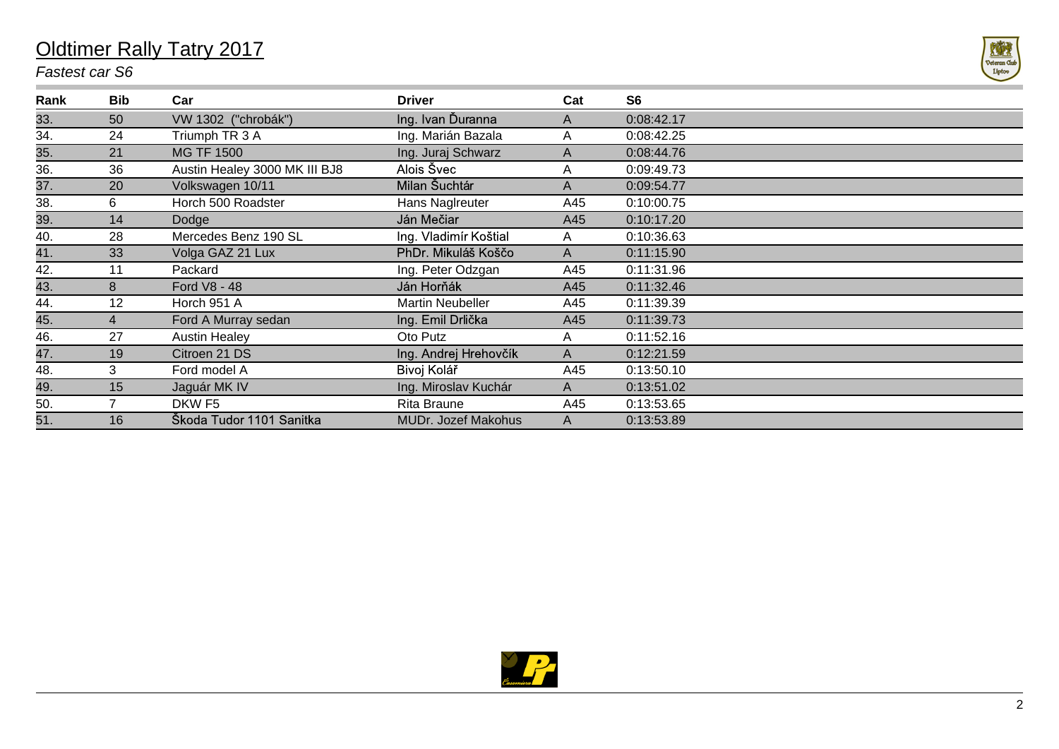# Oldtimer Rally Tatry 2017

*Fastest car S6*

| Rank | Bib | Car | Driver | Cat | S6 |
|---|---|---|---|---|---|
| 33. | 50 | VW 1302 ("chrobák") | Ing. Ivan Ďuranna | A | 0:08:42.17 |
| 34. | 24 | Triumph TR 3 A | Ing. Marián Bazala | A | 0:08:42.25 |
| 35. | 21 | MG TF 1500 | Ing. Juraj Schwarz | A | 0:08:44.76 |
| 36. | 36 | Austin Healey 3000 MK III BJ8 | Alois Švec | A | 0:09:49.73 |
| 37. | 20 | Volkswagen 10/11 | Milan Šuchtár | A | 0:09:54.77 |
| 38. | 6 | Horch 500 Roadster | Hans Naglreuter | A45 | 0:10:00.75 |
| 39. | 14 | Dodge | Ján Mečiar | A45 | 0:10:17.20 |
| 40. | 28 | Mercedes Benz 190 SL | Ing. Vladimír Koštial | A | 0:10:36.63 |
| 41. | 33 | Volga GAZ 21 Lux | PhDr. Mikuláš Koščo | A | 0:11:15.90 |
| 42. | 11 | Packard | Ing. Peter Odzgan | A45 | 0:11:31.96 |
| 43. | 8 | Ford V8 - 48 | Ján Horňák | A45 | 0:11:32.46 |
| 44. | 12 | Horch 951 A | Martin Neubeller | A45 | 0:11:39.39 |
| 45. | 4 | Ford A Murray sedan | Ing. Emil Drlička | A45 | 0:11:39.73 |
| 46. | 27 | Austin Healey | Oto Putz | A | 0:11:52.16 |
| 47. | 19 | Citroen 21 DS | Ing. Andrej Hrehovčík | A | 0:12:21.59 |
| 48. | 3 | Ford model A | Bivoj Kolář | A45 | 0:13:50.10 |
| 49. | 15 | Jaguár MK IV | Ing. Miroslav Kuchár | A | 0:13:51.02 |
| 50. | 7 | DKW F5 | Rita Braune | A45 | 0:13:53.65 |
| 51. | 16 | Škoda Tudor 1101 Sanitka | MUDr. Jozef Makohus | A | 0:13:53.89 |